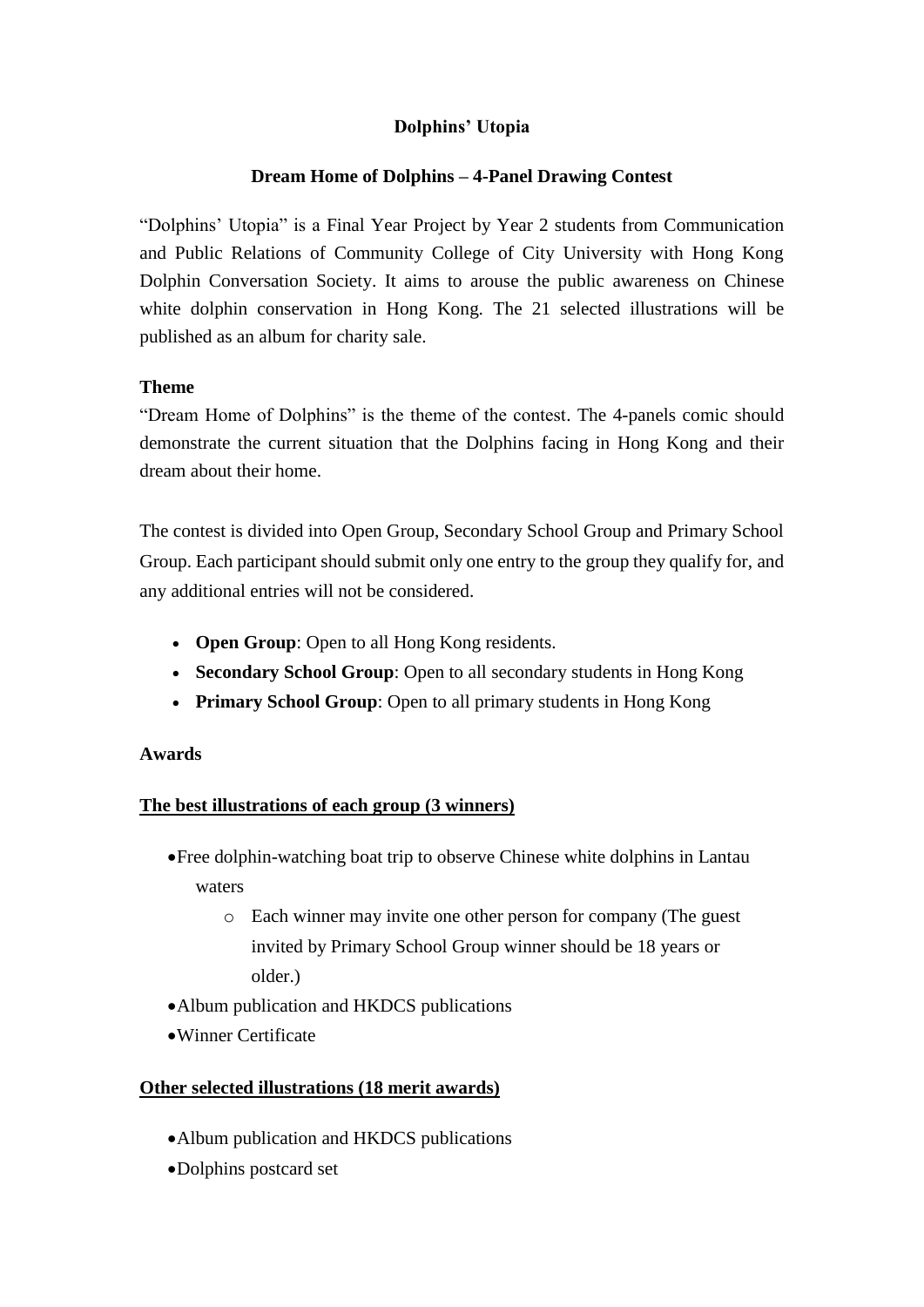# Dolphins' Utopia

## Dream Home of Dolphins – 4-Panel Drawing Contest

"Dolphins' Utopia" is a Final Year Project by Year 2 students from Communication and Public Relations of Community College of City University with Hong Kong Dolphin Conversation Society. It aims to arouse the public awareness on Chinese white dolphin conservation in Hong Kong. The 21 selected illustrations will be published as an album for charity sale.

### Theme

"Dream Home of Dolphins" is the theme of the contest. The 4-panels comic should demonstrate the current situation that the Dolphins facing in Hong Kong and their dream about their home.

The contest is divided into Open Group, Secondary School Group and Primary School Group. Each participant should submit only one entry to the group they qualify for, and any additional entries will not be considered.

- **Open Group**: Open to all Hong Kong residents.
- **Secondary School Group**: Open to all secondary students in Hong Kong
- **Primary School Group**: Open to all primary students in Hong Kong

### Awards

**<u>The best illustrations of each group (3 winners)</u>**

- Free dolphin-watching boat trip to observe Chinese white dolphins in Lantau waters
    - Each winner may invite one other person for company (The guest invited by Primary School Group winner should be 18 years or older.)
- Album publication and HKDCS publications
- Winner Certificate

**<u>Other selected illustrations (18 merit awards)</u>**

- Album publication and HKDCS publications
- Dolphins postcard set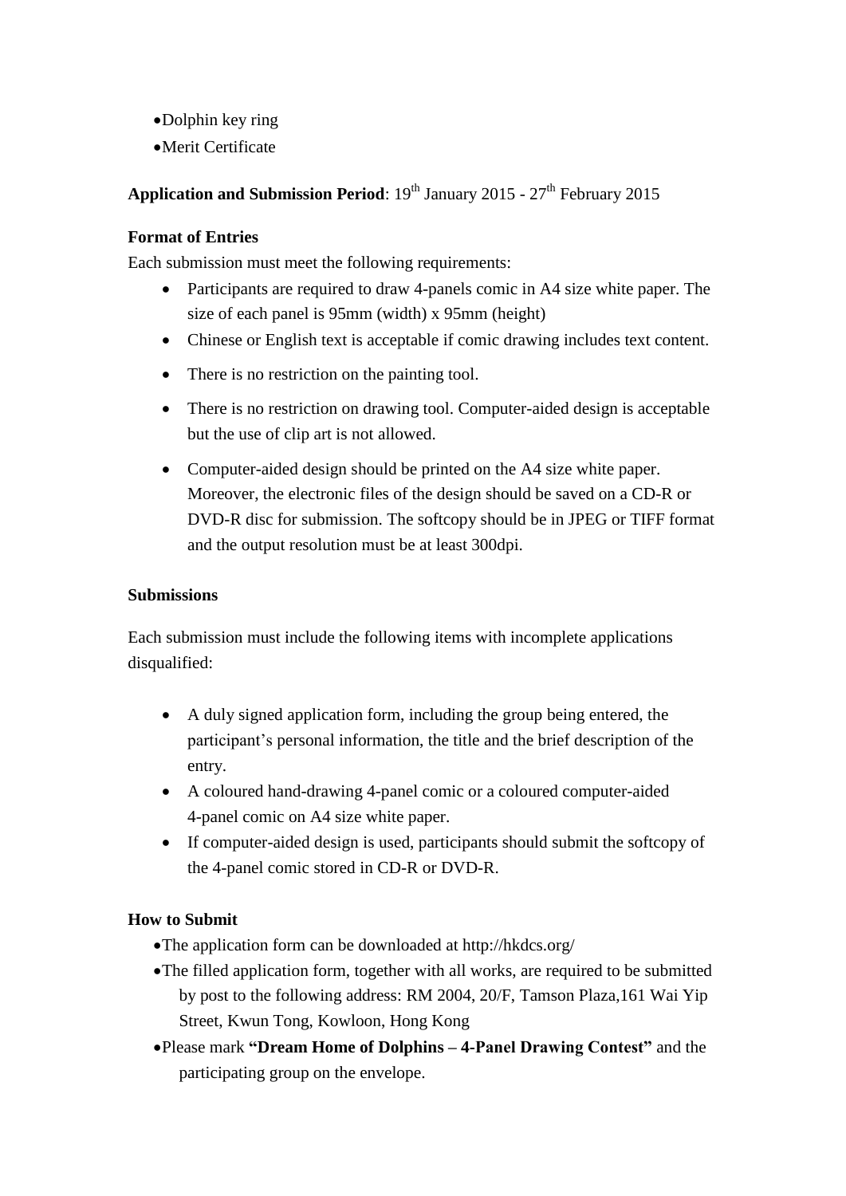- Dolphin key ring
- Merit Certificate

**Application and Submission Period**: 19th January 2015 - 27th February 2015

**Format of Entries**

Each submission must meet the following requirements:

- Participants are required to draw 4-panels comic in A4 size white paper. The size of each panel is 95mm (width) x 95mm (height)
- Chinese or English text is acceptable if comic drawing includes text content.
- There is no restriction on the painting tool.
- There is no restriction on drawing tool. Computer-aided design is acceptable but the use of clip art is not allowed.
- Computer-aided design should be printed on the A4 size white paper. Moreover, the electronic files of the design should be saved on a CD-R or DVD-R disc for submission. The softcopy should be in JPEG or TIFF format and the output resolution must be at least 300dpi.

**Submissions**

Each submission must include the following items with incomplete applications disqualified:

- A duly signed application form, including the group being entered, the participant's personal information, the title and the brief description of the entry.
- A coloured hand-drawing 4-panel comic or a coloured computer-aided 4-panel comic on A4 size white paper.
- If computer-aided design is used, participants should submit the softcopy of the 4-panel comic stored in CD-R or DVD-R.

**How to Submit**

- The application form can be downloaded at http://hkdcs.org/
- The filled application form, together with all works, are required to be submitted by post to the following address: RM 2004, 20/F, Tamson Plaza,161 Wai Yip Street, Kwun Tong, Kowloon, Hong Kong
- Please mark **"Dream Home of Dolphins – 4-Panel Drawing Contest"** and the participating group on the envelope.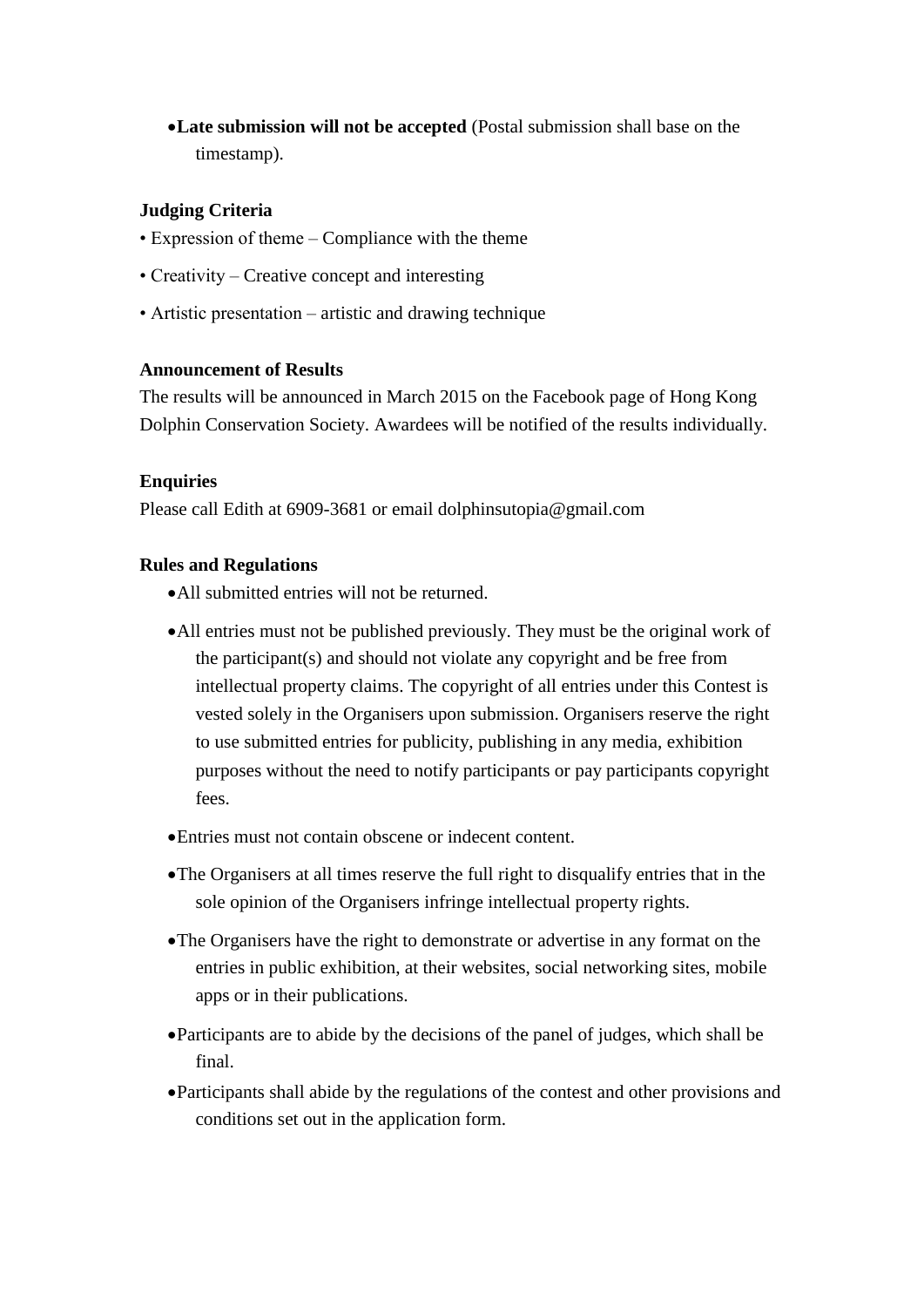- **Late submission will not be accepted** (Postal submission shall base on the timestamp).

**Judging Criteria**

- Expression of theme – Compliance with the theme
- Creativity – Creative concept and interesting
- Artistic presentation – artistic and drawing technique

**Announcement of Results**

The results will be announced in March 2015 on the Facebook page of Hong Kong Dolphin Conservation Society. Awardees will be notified of the results individually.

**Enquiries**

Please call Edith at 6909-3681 or email dolphinsutopia@gmail.com

**Rules and Regulations**

- All submitted entries will not be returned.
- All entries must not be published previously. They must be the original work of the participant(s) and should not violate any copyright and be free from intellectual property claims. The copyright of all entries under this Contest is vested solely in the Organisers upon submission. Organisers reserve the right to use submitted entries for publicity, publishing in any media, exhibition purposes without the need to notify participants or pay participants copyright fees.
- Entries must not contain obscene or indecent content.
- The Organisers at all times reserve the full right to disqualify entries that in the sole opinion of the Organisers infringe intellectual property rights.
- The Organisers have the right to demonstrate or advertise in any format on the entries in public exhibition, at their websites, social networking sites, mobile apps or in their publications.
- Participants are to abide by the decisions of the panel of judges, which shall be final.
- Participants shall abide by the regulations of the contest and other provisions and conditions set out in the application form.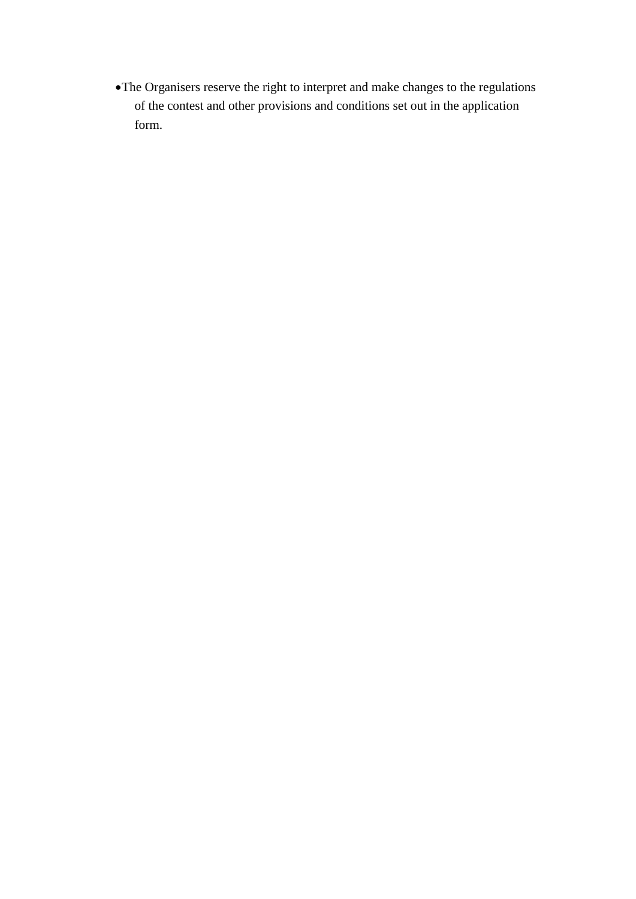- The Organisers reserve the right to interpret and make changes to the regulations of the contest and other provisions and conditions set out in the application form.